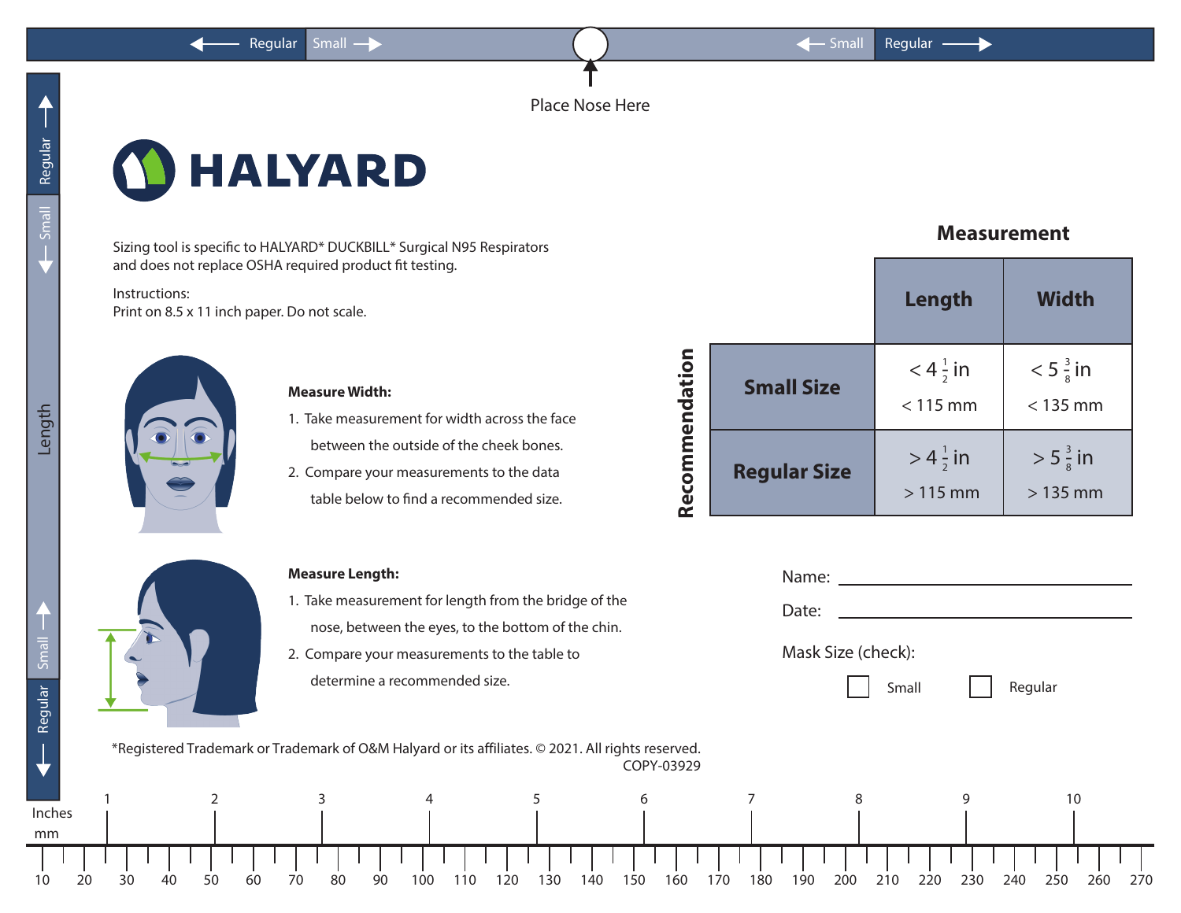Regular | Small | Place Nose Here | Small | Regular

# HALYARD

Sizing tool is specific to HALYARD* DUCKBILL* Surgical N95 Respirators and does not replace OSHA required product fit testing.

Instructions:
Print on 8.5 x 11 inch paper. Do not scale.

**Measure Width:**

1. Take measurement for width across the face between the outside of the cheek bones.
2. Compare your measurements to the data table below to find a recommended size.

**Measure Length:**

1. Take measurement for length from the bridge of the nose, between the eyes, to the bottom of the chin.
2. Compare your measurements to the table to determine a recommended size.

## Measurement

| Recommendation | Length | Width |
|---|---|---|
| **Small Size** | < 4 $\frac{1}{2}$ in<br>< 115 mm | < 5 $\frac{3}{8}$ in<br>< 135 mm |
| **Regular Size** | > 4 $\frac{1}{2}$ in<br>> 115 mm | > 5 $\frac{3}{8}$ in<br>> 135 mm |

Name: ______________________

Date: ______________________

Mask Size (check):

☐ Small ☐ Regular

*Registered Trademark or Trademark of O&M Halyard or its affiliates. © 2021. All rights reserved.
COPY-03929

Length: Regular | Small | Small | Regular

Inches: 1 2 3 4 5 6 7 8 9 10

mm: 10 20 30 40 50 60 70 80 90 100 110 120 130 140 150 160 170 180 190 200 210 220 230 240 250 260 270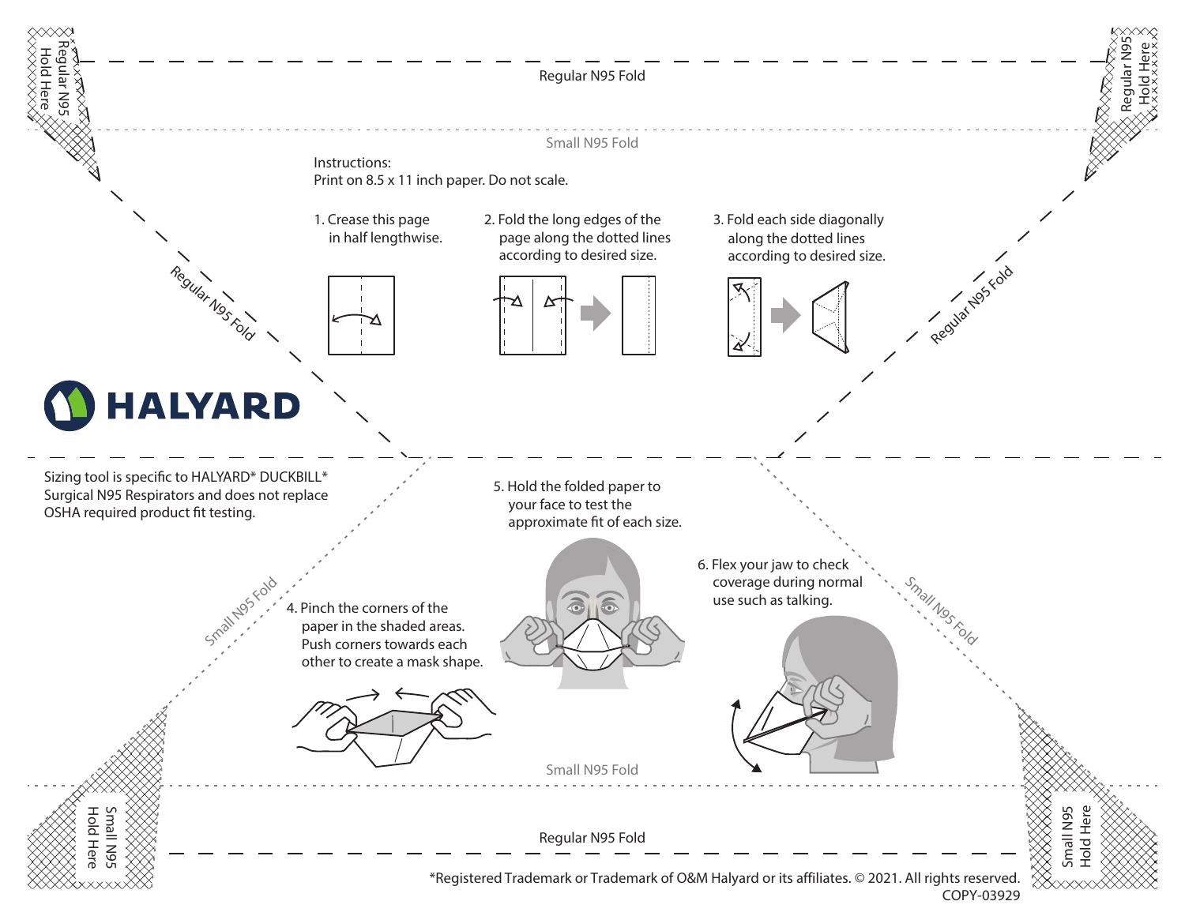Regular N95 Hold Here

Regular N95 Hold Here

Regular N95 Fold

Small N95 Fold

Instructions:
Print on 8.5 x 11 inch paper. Do not scale.

1. Crease this page in half lengthwise.

2. Fold the long edges of the page along the dotted lines according to desired size.

3. Fold each side diagonally along the dotted lines according to desired size.

Regular N95 Fold

Regular N95 Fold

HALYARD

Sizing tool is specific to HALYARD* DUCKBILL* Surgical N95 Respirators and does not replace OSHA required product fit testing.

5. Hold the folded paper to your face to test the approximate fit of each size.

6. Flex your jaw to check coverage during normal use such as talking.

Small N95 Fold

Small N95 Fold

4. Pinch the corners of the paper in the shaded areas. Push corners towards each other to create a mask shape.

Small N95 Fold

Small N95 Hold Here

Small N95 Hold Here

Regular N95 Fold

*Registered Trademark or Trademark of O&M Halyard or its affiliates. © 2021. All rights reserved.
COPY-03929